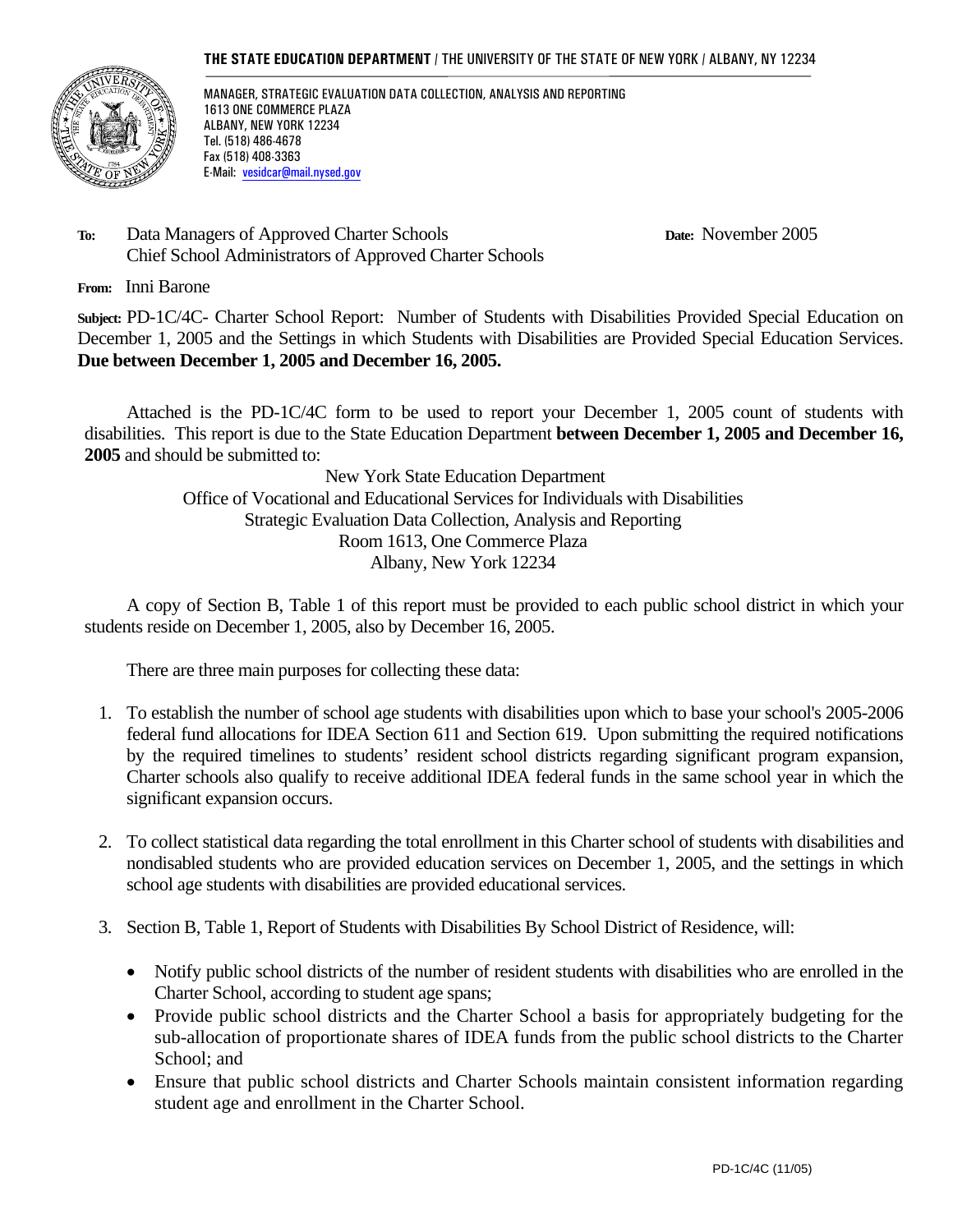**THE STATE EDUCATION DEPARTMENT** / THE UNIVERSITY OF THE STATE OF NEW YORK / ALBANY, NY 12234

MANAGER, STRATEGIC EVALUATION DATA COLLECTION, ANALYSIS AND REPORTING
1613 ONE COMMERCE PLAZA
ALBANY, NEW YORK 12234
Tel. (518) 486-4678
Fax (518) 408-3363
E-Mail: vesidcar@mail.nysed.gov

**To:** Data Managers of Approved Charter Schools
Chief School Administrators of Approved Charter Schools

**Date:** November 2005

**From:** Inni Barone

**Subject:** PD-1C/4C- Charter School Report: Number of Students with Disabilities Provided Special Education on December 1, 2005 and the Settings in which Students with Disabilities are Provided Special Education Services. **Due between December 1, 2005 and December 16, 2005.**

Attached is the PD-1C/4C form to be used to report your December 1, 2005 count of students with disabilities. This report is due to the State Education Department **between December 1, 2005 and December 16, 2005** and should be submitted to:

New York State Education Department
Office of Vocational and Educational Services for Individuals with Disabilities
Strategic Evaluation Data Collection, Analysis and Reporting
Room 1613, One Commerce Plaza
Albany, New York 12234

A copy of Section B, Table 1 of this report must be provided to each public school district in which your students reside on December 1, 2005, also by December 16, 2005.

There are three main purposes for collecting these data:

1. To establish the number of school age students with disabilities upon which to base your school's 2005-2006 federal fund allocations for IDEA Section 611 and Section 619. Upon submitting the required notifications by the required timelines to students' resident school districts regarding significant program expansion, Charter schools also qualify to receive additional IDEA federal funds in the same school year in which the significant expansion occurs.

2. To collect statistical data regarding the total enrollment in this Charter school of students with disabilities and nondisabled students who are provided education services on December 1, 2005, and the settings in which school age students with disabilities are provided educational services.

3. Section B, Table 1, Report of Students with Disabilities By School District of Residence, will:

   - Notify public school districts of the number of resident students with disabilities who are enrolled in the Charter School, according to student age spans;
   - Provide public school districts and the Charter School a basis for appropriately budgeting for the sub-allocation of proportionate shares of IDEA funds from the public school districts to the Charter School; and
   - Ensure that public school districts and Charter Schools maintain consistent information regarding student age and enrollment in the Charter School.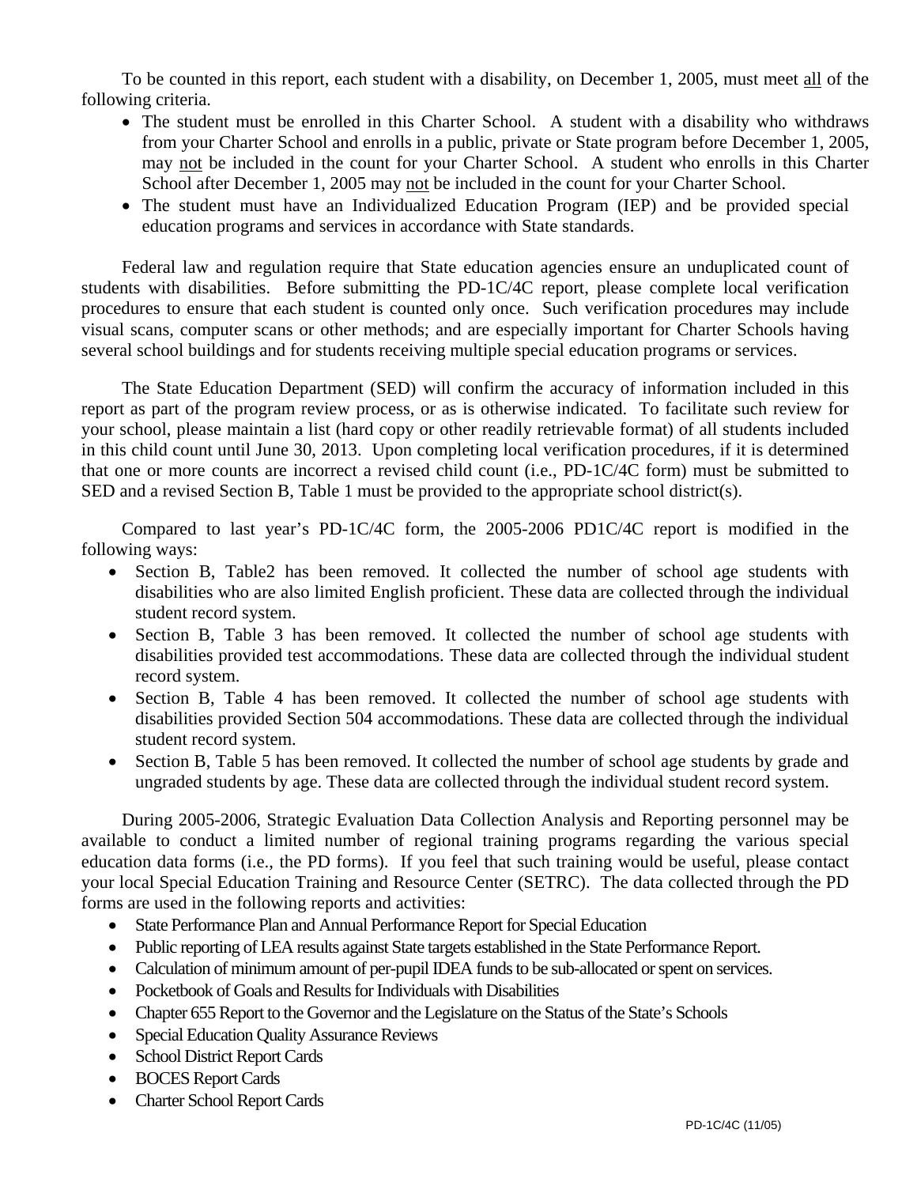To be counted in this report, each student with a disability, on December 1, 2005, must meet all of the following criteria.

- The student must be enrolled in this Charter School. A student with a disability who withdraws from your Charter School and enrolls in a public, private or State program before December 1, 2005, may not be included in the count for your Charter School. A student who enrolls in this Charter School after December 1, 2005 may not be included in the count for your Charter School.
- The student must have an Individualized Education Program (IEP) and be provided special education programs and services in accordance with State standards.

Federal law and regulation require that State education agencies ensure an unduplicated count of students with disabilities. Before submitting the PD-1C/4C report, please complete local verification procedures to ensure that each student is counted only once. Such verification procedures may include visual scans, computer scans or other methods; and are especially important for Charter Schools having several school buildings and for students receiving multiple special education programs or services.

The State Education Department (SED) will confirm the accuracy of information included in this report as part of the program review process, or as is otherwise indicated. To facilitate such review for your school, please maintain a list (hard copy or other readily retrievable format) of all students included in this child count until June 30, 2013. Upon completing local verification procedures, if it is determined that one or more counts are incorrect a revised child count (i.e., PD-1C/4C form) must be submitted to SED and a revised Section B, Table 1 must be provided to the appropriate school district(s).

Compared to last year's PD-1C/4C form, the 2005-2006 PD1C/4C report is modified in the following ways:

- Section B, Table2 has been removed. It collected the number of school age students with disabilities who are also limited English proficient. These data are collected through the individual student record system.
- Section B, Table 3 has been removed. It collected the number of school age students with disabilities provided test accommodations. These data are collected through the individual student record system.
- Section B, Table 4 has been removed. It collected the number of school age students with disabilities provided Section 504 accommodations. These data are collected through the individual student record system.
- Section B, Table 5 has been removed. It collected the number of school age students by grade and ungraded students by age. These data are collected through the individual student record system.

During 2005-2006, Strategic Evaluation Data Collection Analysis and Reporting personnel may be available to conduct a limited number of regional training programs regarding the various special education data forms (i.e., the PD forms). If you feel that such training would be useful, please contact your local Special Education Training and Resource Center (SETRC). The data collected through the PD forms are used in the following reports and activities:

- State Performance Plan and Annual Performance Report for Special Education
- Public reporting of LEA results against State targets established in the State Performance Report.
- Calculation of minimum amount of per-pupil IDEA funds to be sub-allocated or spent on services.
- Pocketbook of Goals and Results for Individuals with Disabilities
- Chapter 655 Report to the Governor and the Legislature on the Status of the State's Schools
- Special Education Quality Assurance Reviews
- School District Report Cards
- BOCES Report Cards
- Charter School Report Cards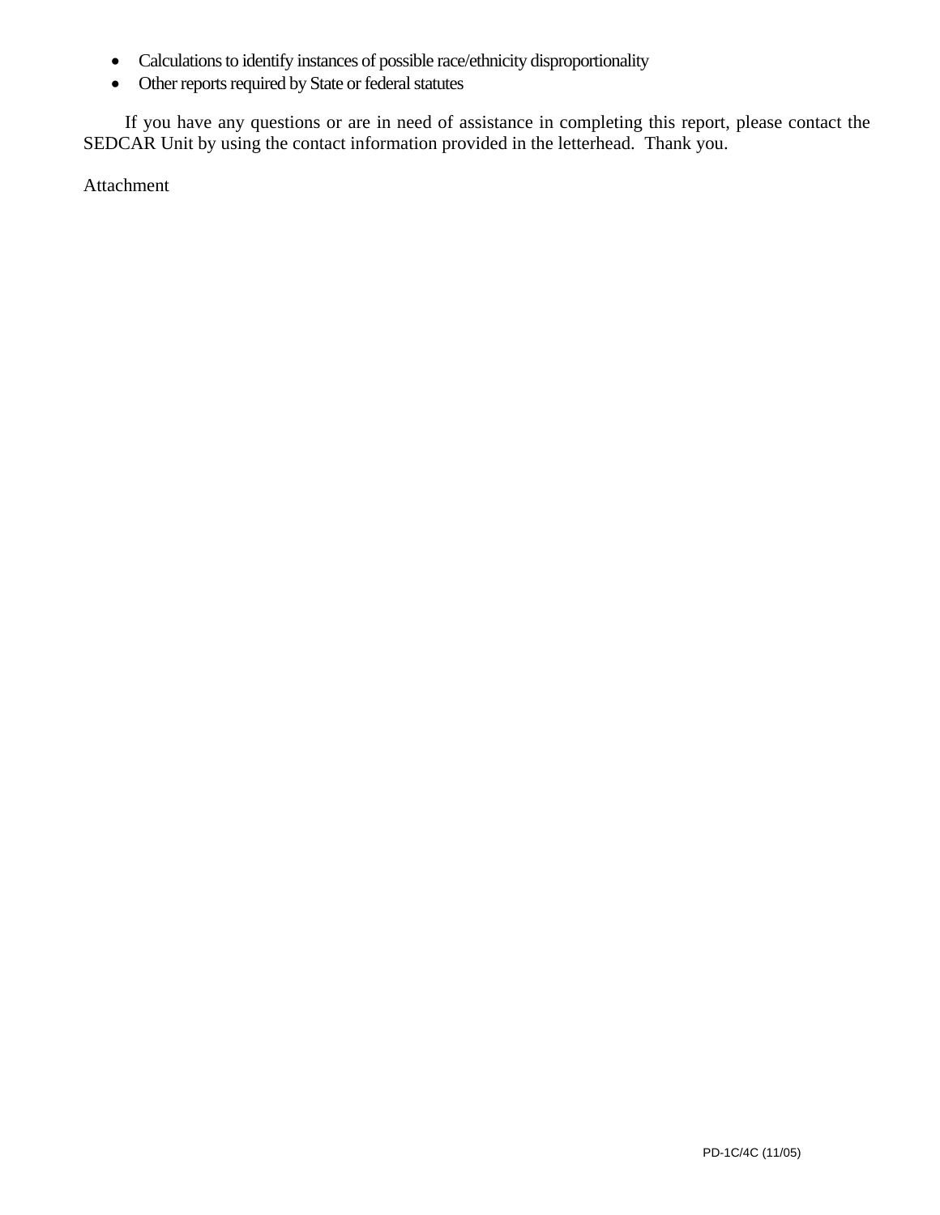- Calculations to identify instances of possible race/ethnicity disproportionality
- Other reports required by State or federal statutes

If you have any questions or are in need of assistance in completing this report, please contact the SEDCAR Unit by using the contact information provided in the letterhead. Thank you.

Attachment

PD-1C/4C (11/05)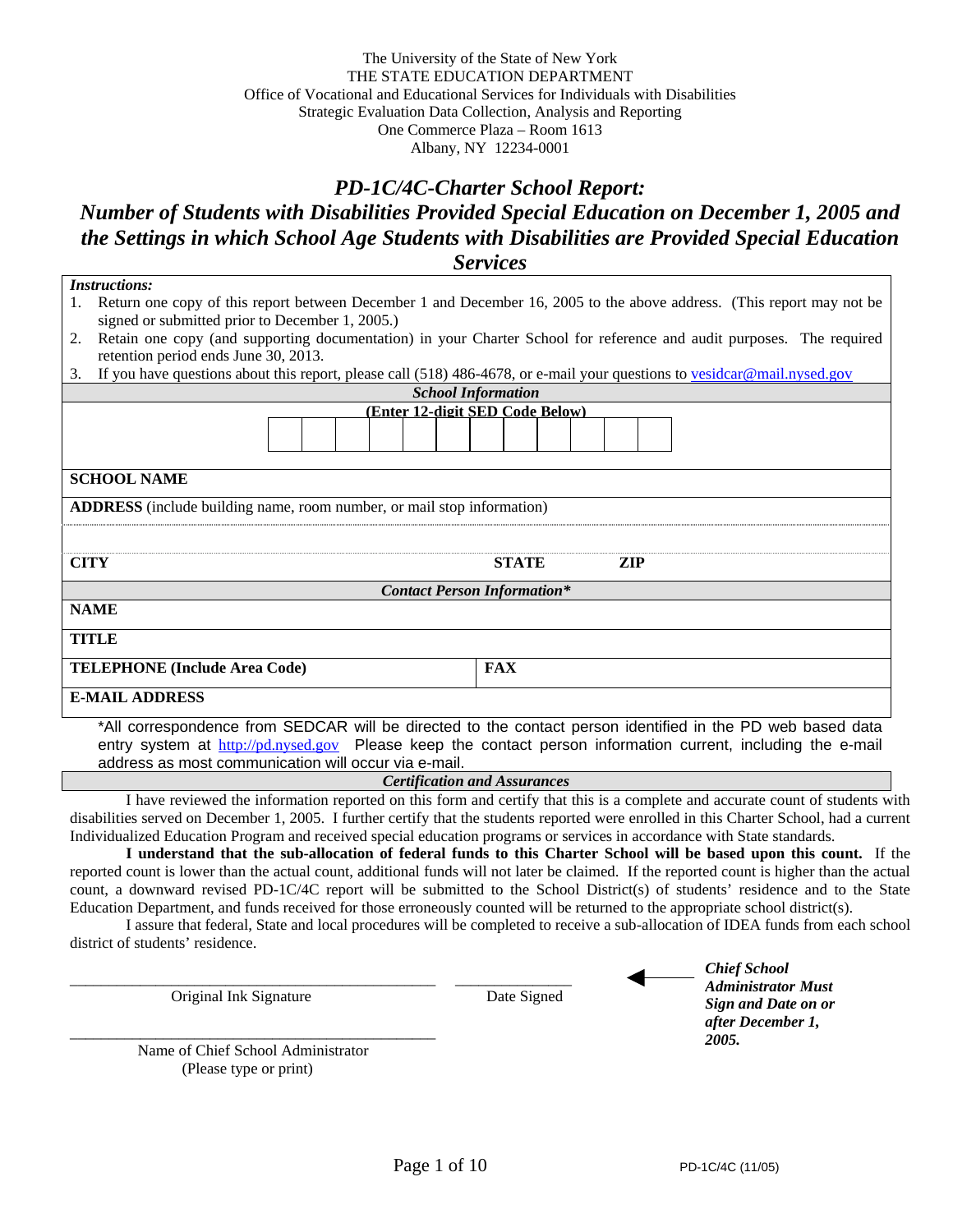The University of the State of New York
THE STATE EDUCATION DEPARTMENT
Office of Vocational and Educational Services for Individuals with Disabilities
Strategic Evaluation Data Collection, Analysis and Reporting
One Commerce Plaza – Room 1613
Albany, NY 12234-0001

# *PD-1C/4C-Charter School Report:*
## *Number of Students with Disabilities Provided Special Education on December 1, 2005 and the Settings in which School Age Students with Disabilities are Provided Special Education Services*

***Instructions:***

1. Return one copy of this report between December 1 and December 16, 2005 to the above address. (This report may not be signed or submitted prior to December 1, 2005.)
2. Retain one copy (and supporting documentation) in your Charter School for reference and audit purposes. The required retention period ends June 30, 2013.
3. If you have questions about this report, please call (518) 486-4678, or e-mail your questions to vesidcar@mail.nysed.gov

***School Information***

**(Enter 12-digit SED Code Below)**

| | | | | | | | | | | | |
|---|---|---|---|---|---|---|---|---|---|---|---|
| | | | | | | | | | | | |

**SCHOOL NAME**

**ADDRESS** (include building name, room number, or mail stop information)

**CITY** **STATE** **ZIP**

***Contact Person Information****

**NAME**

**TITLE**

**TELEPHONE (Include Area Code)** **FAX**

**E-MAIL ADDRESS**

*All correspondence from SEDCAR will be directed to the contact person identified in the PD web based data entry system at http://pd.nysed.gov Please keep the contact person information current, including the e-mail address as most communication will occur via e-mail.

***Certification and Assurances***

I have reviewed the information reported on this form and certify that this is a complete and accurate count of students with disabilities served on December 1, 2005. I further certify that the students reported were enrolled in this Charter School, had a current Individualized Education Program and received special education programs or services in accordance with State standards.

**I understand that the sub-allocation of federal funds to this Charter School will be based upon this count.** If the reported count is lower than the actual count, additional funds will not later be claimed. If the reported count is higher than the actual count, a downward revised PD-1C/4C report will be submitted to the School District(s) of students' residence and to the State Education Department, and funds received for those erroneously counted will be returned to the appropriate school district(s).

I assure that federal, State and local procedures will be completed to receive a sub-allocation of IDEA funds from each school district of students' residence.

\_\_\_\_\_\_\_\_\_\_\_\_\_\_\_\_\_\_\_\_\_\_\_\_\_\_\_\_\_\_\_\_\_\_\_\_ \_\_\_\_\_\_\_\_\_\_\_\_
Original Ink Signature Date Signed

***Chief School Administrator Must Sign and Date on or after December 1, 2005.***

\_\_\_\_\_\_\_\_\_\_\_\_\_\_\_\_\_\_\_\_\_\_\_\_\_\_\_\_\_\_\_\_\_\_\_\_
Name of Chief School Administrator
(Please type or print)

PD-1C/4C (11/05)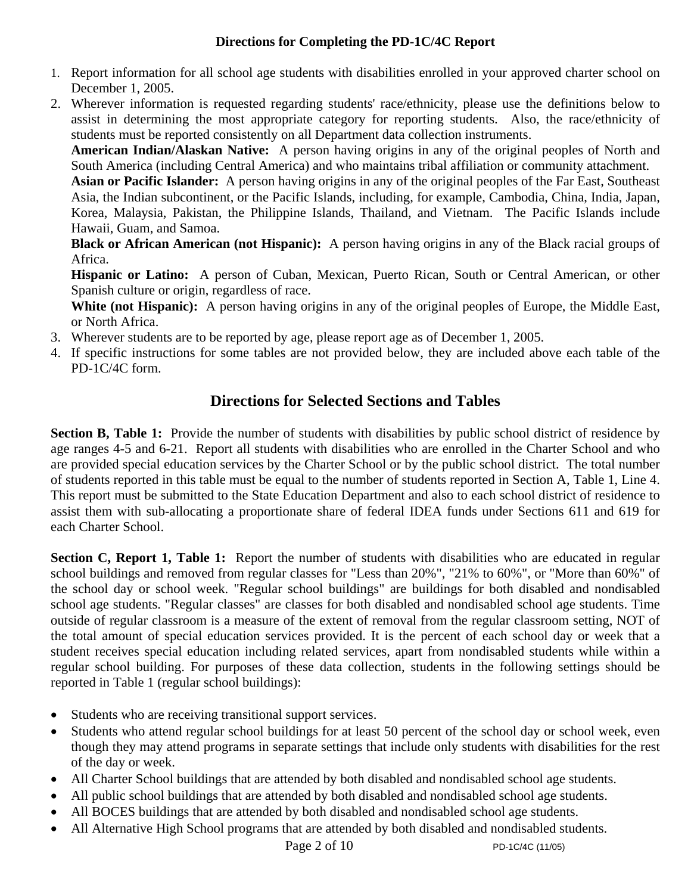## Directions for Completing the PD-1C/4C Report

1. Report information for all school age students with disabilities enrolled in your approved charter school on December 1, 2005.
2. Wherever information is requested regarding students' race/ethnicity, please use the definitions below to assist in determining the most appropriate category for reporting students. Also, the race/ethnicity of students must be reported consistently on all Department data collection instruments.

   **American Indian/Alaskan Native:** A person having origins in any of the original peoples of North and South America (including Central America) and who maintains tribal affiliation or community attachment.

   **Asian or Pacific Islander:** A person having origins in any of the original peoples of the Far East, Southeast Asia, the Indian subcontinent, or the Pacific Islands, including, for example, Cambodia, China, India, Japan, Korea, Malaysia, Pakistan, the Philippine Islands, Thailand, and Vietnam. The Pacific Islands include Hawaii, Guam, and Samoa.

   **Black or African American (not Hispanic):** A person having origins in any of the Black racial groups of Africa.

   **Hispanic or Latino:** A person of Cuban, Mexican, Puerto Rican, South or Central American, or other Spanish culture or origin, regardless of race.

   **White (not Hispanic):** A person having origins in any of the original peoples of Europe, the Middle East, or North Africa.
3. Wherever students are to be reported by age, please report age as of December 1, 2005.
4. If specific instructions for some tables are not provided below, they are included above each table of the PD-1C/4C form.

## Directions for Selected Sections and Tables

**Section B, Table 1:** Provide the number of students with disabilities by public school district of residence by age ranges 4-5 and 6-21. Report all students with disabilities who are enrolled in the Charter School and who are provided special education services by the Charter School or by the public school district. The total number of students reported in this table must be equal to the number of students reported in Section A, Table 1, Line 4. This report must be submitted to the State Education Department and also to each school district of residence to assist them with sub-allocating a proportionate share of federal IDEA funds under Sections 611 and 619 for each Charter School.

**Section C, Report 1, Table 1:** Report the number of students with disabilities who are educated in regular school buildings and removed from regular classes for "Less than 20%", "21% to 60%", or "More than 60%" of the school day or school week. "Regular school buildings" are buildings for both disabled and nondisabled school age students. "Regular classes" are classes for both disabled and nondisabled school age students. Time outside of regular classroom is a measure of the extent of removal from the regular classroom setting, NOT of the total amount of special education services provided. It is the percent of each school day or week that a student receives special education including related services, apart from nondisabled students while within a regular school building. For purposes of these data collection, students in the following settings should be reported in Table 1 (regular school buildings):

- Students who are receiving transitional support services.
- Students who attend regular school buildings for at least 50 percent of the school day or school week, even though they may attend programs in separate settings that include only students with disabilities for the rest of the day or week.
- All Charter School buildings that are attended by both disabled and nondisabled school age students.
- All public school buildings that are attended by both disabled and nondisabled school age students.
- All BOCES buildings that are attended by both disabled and nondisabled school age students.
- All Alternative High School programs that are attended by both disabled and nondisabled students.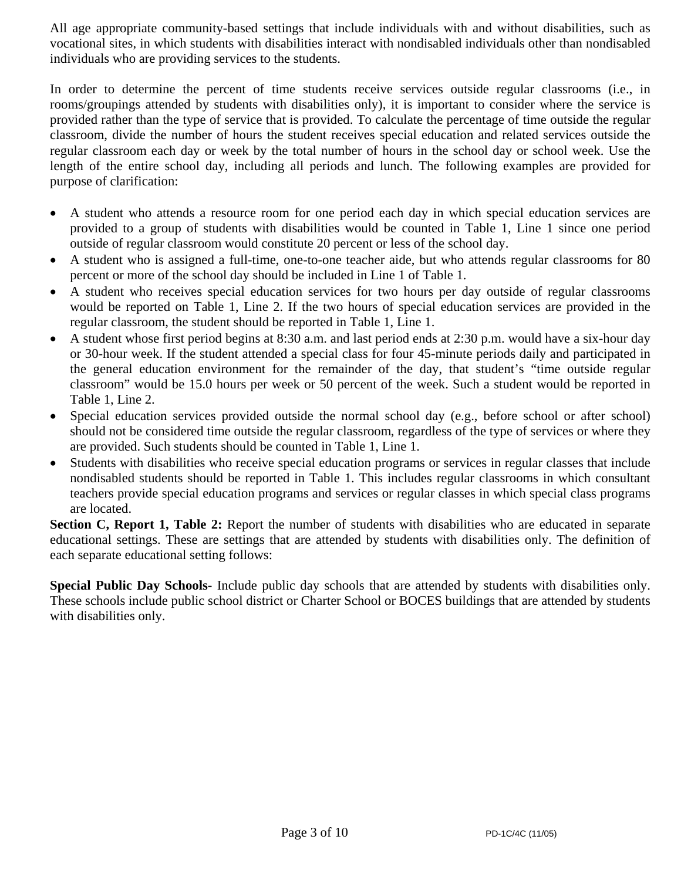All age appropriate community-based settings that include individuals with and without disabilities, such as vocational sites, in which students with disabilities interact with nondisabled individuals other than nondisabled individuals who are providing services to the students.

In order to determine the percent of time students receive services outside regular classrooms (i.e., in rooms/groupings attended by students with disabilities only), it is important to consider where the service is provided rather than the type of service that is provided. To calculate the percentage of time outside the regular classroom, divide the number of hours the student receives special education and related services outside the regular classroom each day or week by the total number of hours in the school day or school week. Use the length of the entire school day, including all periods and lunch. The following examples are provided for purpose of clarification:

- A student who attends a resource room for one period each day in which special education services are provided to a group of students with disabilities would be counted in Table 1, Line 1 since one period outside of regular classroom would constitute 20 percent or less of the school day.
- A student who is assigned a full-time, one-to-one teacher aide, but who attends regular classrooms for 80 percent or more of the school day should be included in Line 1 of Table 1.
- A student who receives special education services for two hours per day outside of regular classrooms would be reported on Table 1, Line 2. If the two hours of special education services are provided in the regular classroom, the student should be reported in Table 1, Line 1.
- A student whose first period begins at 8:30 a.m. and last period ends at 2:30 p.m. would have a six-hour day or 30-hour week. If the student attended a special class for four 45-minute periods daily and participated in the general education environment for the remainder of the day, that student's "time outside regular classroom" would be 15.0 hours per week or 50 percent of the week. Such a student would be reported in Table 1, Line 2.
- Special education services provided outside the normal school day (e.g., before school or after school) should not be considered time outside the regular classroom, regardless of the type of services or where they are provided. Such students should be counted in Table 1, Line 1.
- Students with disabilities who receive special education programs or services in regular classes that include nondisabled students should be reported in Table 1. This includes regular classrooms in which consultant teachers provide special education programs and services or regular classes in which special class programs are located.

**Section C, Report 1, Table 2:** Report the number of students with disabilities who are educated in separate educational settings. These are settings that are attended by students with disabilities only. The definition of each separate educational setting follows:

**Special Public Day Schools-** Include public day schools that are attended by students with disabilities only. These schools include public school district or Charter School or BOCES buildings that are attended by students with disabilities only.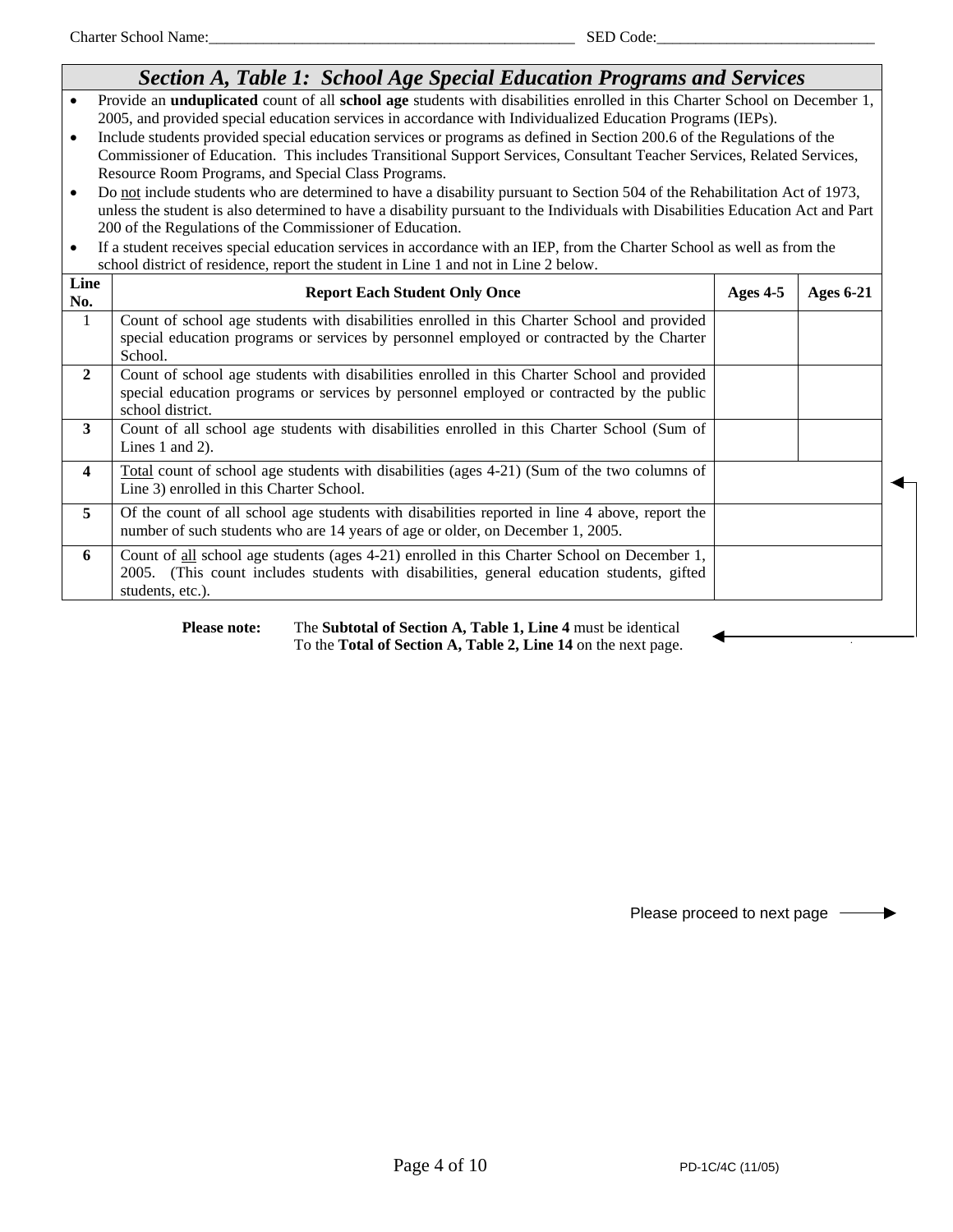Charter School Name:_______________________________________________ SED Code:____________________________

## *Section A, Table 1: School Age Special Education Programs and Services*

- Provide an **unduplicated** count of all **school age** students with disabilities enrolled in this Charter School on December 1, 2005, and provided special education services in accordance with Individualized Education Programs (IEPs).
- Include students provided special education services or programs as defined in Section 200.6 of the Regulations of the Commissioner of Education. This includes Transitional Support Services, Consultant Teacher Services, Related Services, Resource Room Programs, and Special Class Programs.
- Do not include students who are determined to have a disability pursuant to Section 504 of the Rehabilitation Act of 1973, unless the student is also determined to have a disability pursuant to the Individuals with Disabilities Education Act and Part 200 of the Regulations of the Commissioner of Education.
- If a student receives special education services in accordance with an IEP, from the Charter School as well as from the school district of residence, report the student in Line 1 and not in Line 2 below.

| Line No. | Report Each Student Only Once | Ages 4-5 | Ages 6-21 |
|---|---|---|---|
| 1 | Count of school age students with disabilities enrolled in this Charter School and provided special education programs or services by personnel employed or contracted by the Charter School. | | |
| 2 | Count of school age students with disabilities enrolled in this Charter School and provided special education programs or services by personnel employed or contracted by the public school district. | | |
| 3 | Count of all school age students with disabilities enrolled in this Charter School (Sum of Lines 1 and 2). | | |
| 4 | Total count of school age students with disabilities (ages 4-21) (Sum of the two columns of Line 3) enrolled in this Charter School. | | |
| 5 | Of the count of all school age students with disabilities reported in line 4 above, report the number of such students who are 14 years of age or older, on December 1, 2005. | | |
| 6 | Count of all school age students (ages 4-21) enrolled in this Charter School on December 1, 2005. (This count includes students with disabilities, general education students, gifted students, etc.). | | |

**Please note:** The **Subtotal of Section A, Table 1, Line 4** must be identical To the **Total of Section A, Table 2, Line 14** on the next page.

Please proceed to next page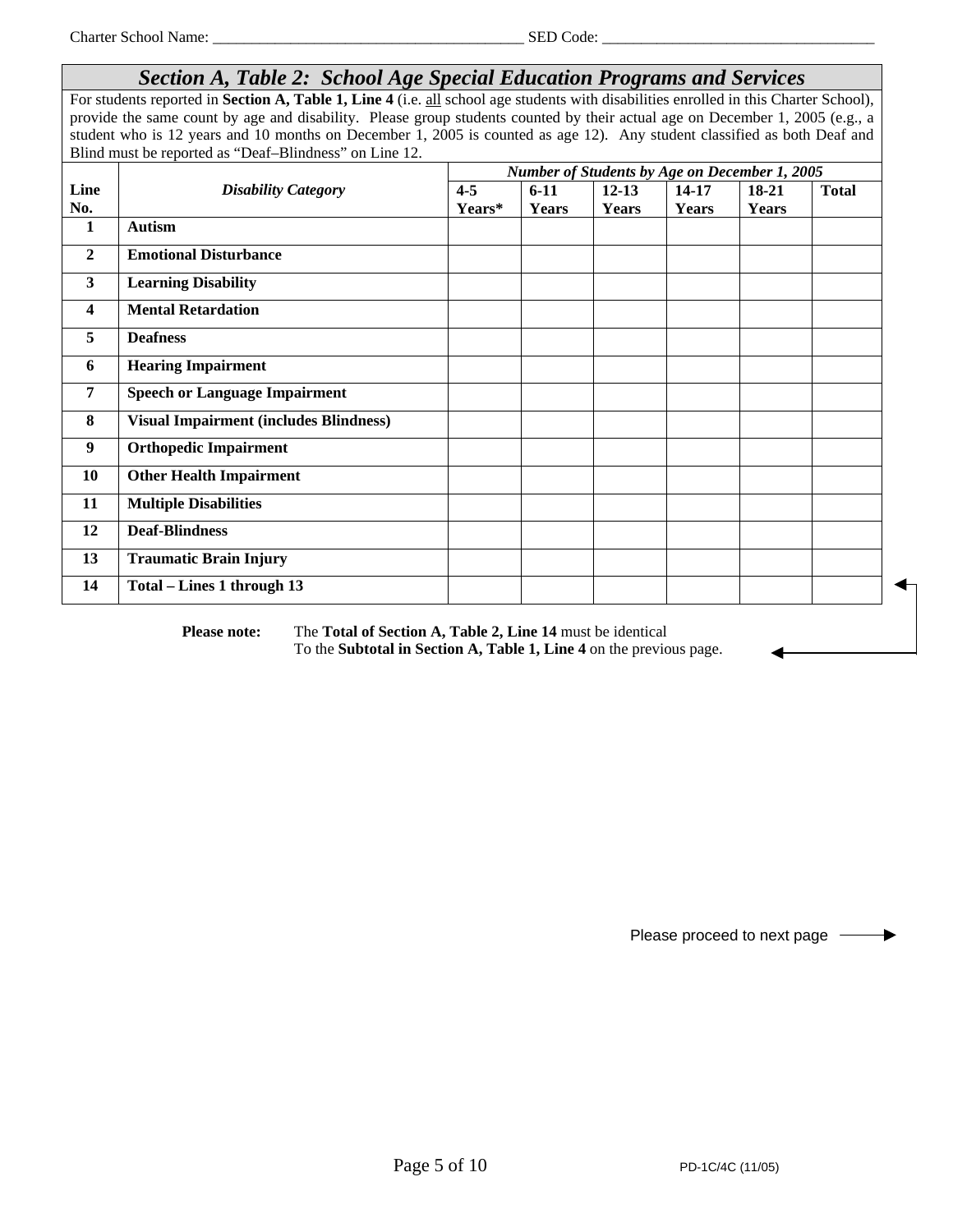Charter School Name: ________________________________________ SED Code: ___________________________________

## *Section A, Table 2: School Age Special Education Programs and Services*

For students reported in **Section A, Table 1, Line 4** (i.e. all school age students with disabilities enrolled in this Charter School), provide the same count by age and disability. Please group students counted by their actual age on December 1, 2005 (e.g., a student who is 12 years and 10 months on December 1, 2005 is counted as age 12). Any student classified as both Deaf and Blind must be reported as "Deaf–Blindness" on Line 12.

| | | ***Number of Students by Age on December 1, 2005*** | | | | | |
|---|---|---|---|---|---|---|---|
| **Line No.** | ***Disability Category*** | **4-5 Years*** | **6-11 Years** | **12-13 Years** | **14-17 Years** | **18-21 Years** | **Total** |
| **1** | **Autism** | | | | | | |
| **2** | **Emotional Disturbance** | | | | | | |
| **3** | **Learning Disability** | | | | | | |
| **4** | **Mental Retardation** | | | | | | |
| **5** | **Deafness** | | | | | | |
| **6** | **Hearing Impairment** | | | | | | |
| **7** | **Speech or Language Impairment** | | | | | | |
| **8** | **Visual Impairment (includes Blindness)** | | | | | | |
| **9** | **Orthopedic Impairment** | | | | | | |
| **10** | **Other Health Impairment** | | | | | | |
| **11** | **Multiple Disabilities** | | | | | | |
| **12** | **Deaf-Blindness** | | | | | | |
| **13** | **Traumatic Brain Injury** | | | | | | |
| **14** | **Total – Lines 1 through 13** | | | | | | |

**Please note:** The **Total of Section A, Table 2, Line 14** must be identical To the **Subtotal in Section A, Table 1, Line 4** on the previous page.

Please proceed to next page →

PD-1C/4C (11/05)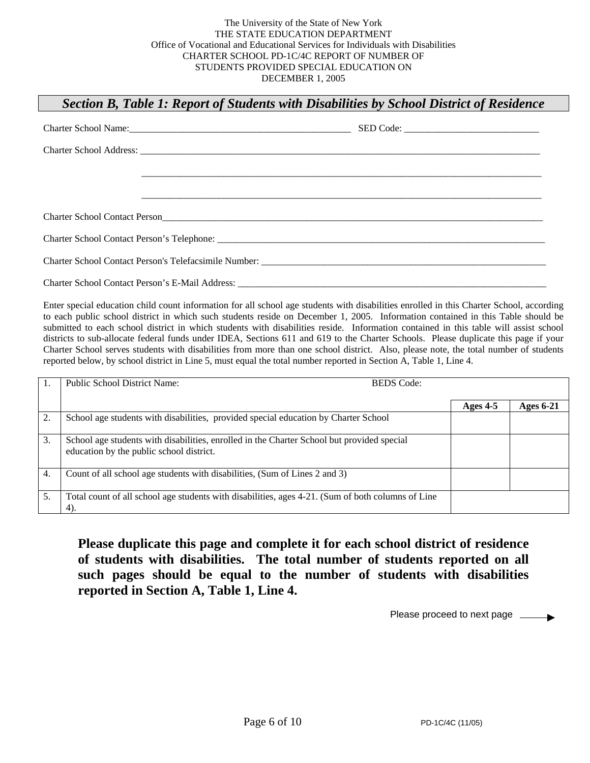The University of the State of New York
THE STATE EDUCATION DEPARTMENT
Office of Vocational and Educational Services for Individuals with Disabilities
CHARTER SCHOOL PD-1C/4C REPORT OF NUMBER OF
STUDENTS PROVIDED SPECIAL EDUCATION ON
DECEMBER 1, 2005

## *Section B, Table 1: Report of Students with Disabilities by School District of Residence*

Charter School Name:_______________________________________________ SED Code: ___________________________

Charter School Address: _____________________________________________________________________________________

_____________________________________________________________________________________

_____________________________________________________________________________________

Charter School Contact Person_________________________________________________________________________________

Charter School Contact Person's Telephone: _______________________________________________________________________

Charter School Contact Person's Telefacsimile Number: ______________________________________________________________

Charter School Contact Person's E-Mail Address: ___________________________________________________________________

Enter special education child count information for all school age students with disabilities enrolled in this Charter School, according to each public school district in which such students reside on December 1, 2005. Information contained in this Table should be submitted to each school district in which students with disabilities reside. Information contained in this table will assist school districts to sub-allocate federal funds under IDEA, Sections 611 and 619 to the Charter Schools. Please duplicate this page if your Charter School serves students with disabilities from more than one school district. Also, please note, the total number of students reported below, by school district in Line 5, must equal the total number reported in Section A, Table 1, Line 4.

| 1. | Public School District Name: BEDS Code: | | |
|---|---|---|---|
| | | **Ages 4-5** | **Ages 6-21** |
| 2. | School age students with disabilities, provided special education by Charter School | | |
| 3. | School age students with disabilities, enrolled in the Charter School but provided special education by the public school district. | | |
| 4. | Count of all school age students with disabilities, (Sum of Lines 2 and 3) | | |
| 5. | Total count of all school age students with disabilities, ages 4-21. (Sum of both columns of Line 4). | | |

**Please duplicate this page and complete it for each school district of residence of students with disabilities. The total number of students reported on all such pages should be equal to the number of students with disabilities reported in Section A, Table 1, Line 4.**

Please proceed to next page →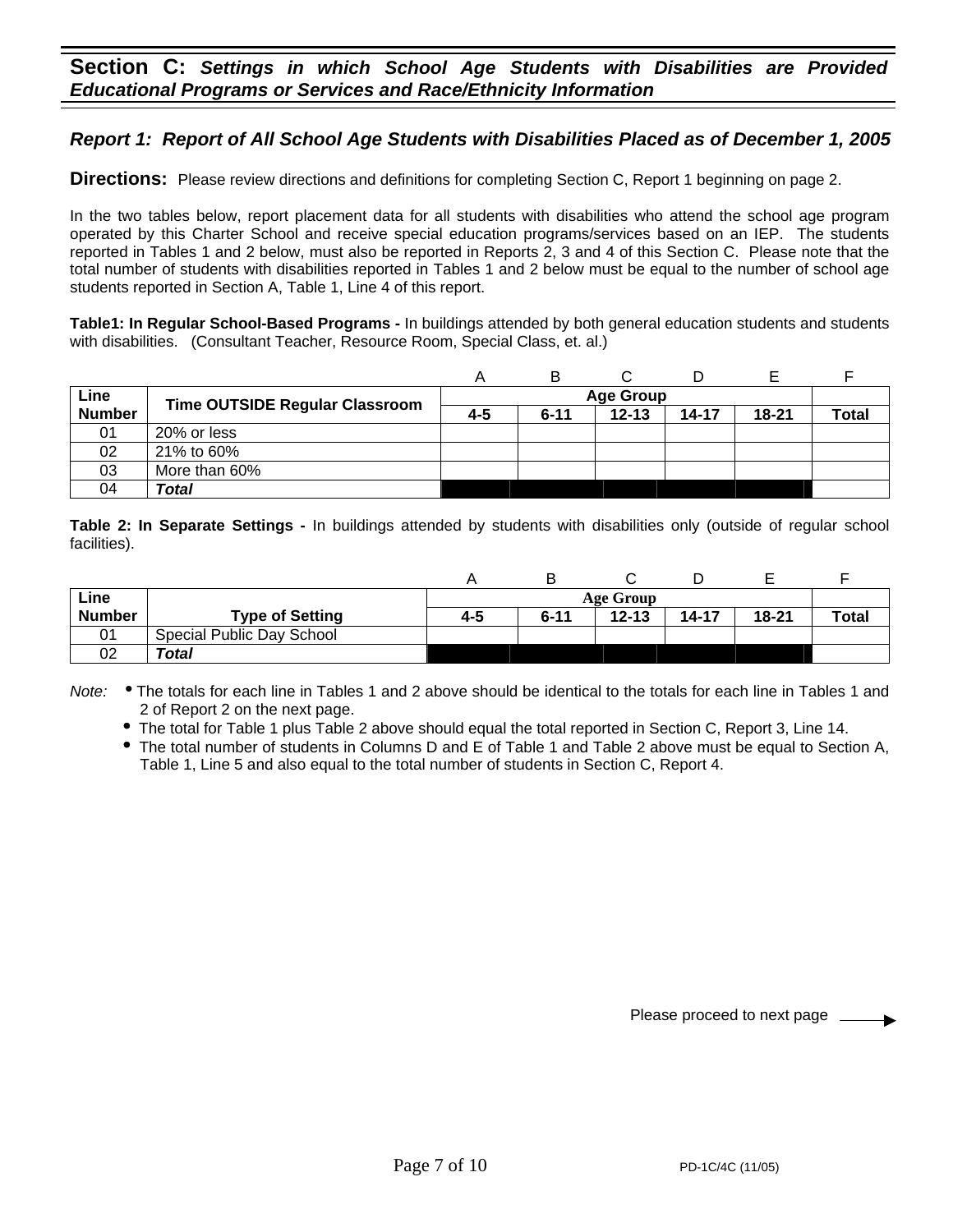## Section C: *Settings in which School Age Students with Disabilities are Provided Educational Programs or Services and Race/Ethnicity Information*

### *Report 1: Report of All School Age Students with Disabilities Placed as of December 1, 2005*

**Directions:** Please review directions and definitions for completing Section C, Report 1 beginning on page 2.

In the two tables below, report placement data for all students with disabilities who attend the school age program operated by this Charter School and receive special education programs/services based on an IEP. The students reported in Tables 1 and 2 below, must also be reported in Reports 2, 3 and 4 of this Section C. Please note that the total number of students with disabilities reported in Tables 1 and 2 below must be equal to the number of school age students reported in Section A, Table 1, Line 4 of this report.

**Table1: In Regular School-Based Programs -** In buildings attended by both general education students and students with disabilities. (Consultant Teacher, Resource Room, Special Class, et. al.)

| | | A | B | C | D | E | F |
|---|---|---|---|---|---|---|---|
| **Line Number** | **Time OUTSIDE Regular Classroom** | **Age Group** | | | | | |
| | | **4-5** | **6-11** | **12-13** | **14-17** | **18-21** | **Total** |
| 01 | 20% or less | | | | | | |
| 02 | 21% to 60% | | | | | | |
| 03 | More than 60% | | | | | | |
| 04 | ***Total*** | | | | | | |

**Table 2: In Separate Settings -** In buildings attended by students with disabilities only (outside of regular school facilities).

| | | A | B | C | D | E | F |
|---|---|---|---|---|---|---|---|
| **Line Number** | **Type of Setting** | **Age Group** | | | | | |
| | | **4-5** | **6-11** | **12-13** | **14-17** | **18-21** | **Total** |
| 01 | Special Public Day School | | | | | | |
| 02 | ***Total*** | | | | | | |

*Note:*
- The totals for each line in Tables 1 and 2 above should be identical to the totals for each line in Tables 1 and 2 of Report 2 on the next page.
- The total for Table 1 plus Table 2 above should equal the total reported in Section C, Report 3, Line 14.
- The total number of students in Columns D and E of Table 1 and Table 2 above must be equal to Section A, Table 1, Line 5 and also equal to the total number of students in Section C, Report 4.

Please proceed to next page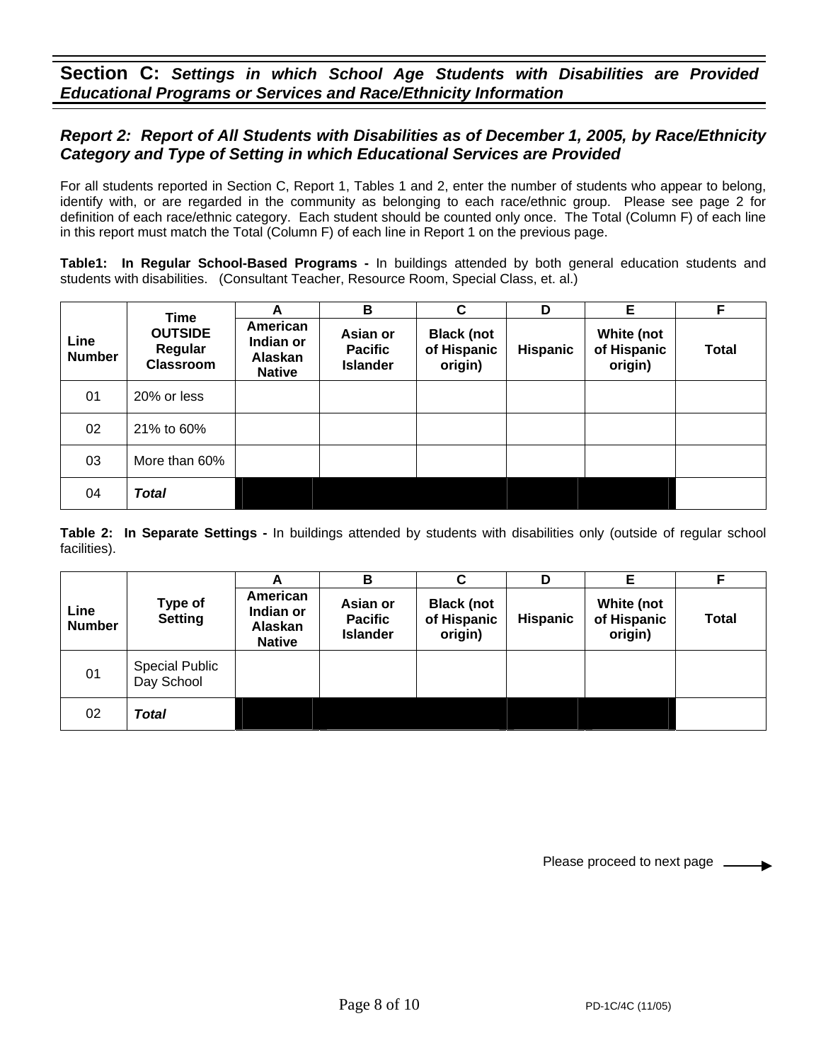## Section C: *Settings in which School Age Students with Disabilities are Provided Educational Programs or Services and Race/Ethnicity Information*

### *Report 2: Report of All Students with Disabilities as of December 1, 2005, by Race/Ethnicity Category and Type of Setting in which Educational Services are Provided*

For all students reported in Section C, Report 1, Tables 1 and 2, enter the number of students who appear to belong, identify with, or are regarded in the community as belonging to each race/ethnic group. Please see page 2 for definition of each race/ethnic category. Each student should be counted only once. The Total (Column F) of each line in this report must match the Total (Column F) of each line in Report 1 on the previous page.

**Table1: In Regular School-Based Programs -** In buildings attended by both general education students and students with disabilities. (Consultant Teacher, Resource Room, Special Class, et. al.)

| | | A | B | C | D | E | F |
|---|---|---|---|---|---|---|---|
| **Line Number** | **Time OUTSIDE Regular Classroom** | **American Indian or Alaskan Native** | **Asian or Pacific Islander** | **Black (not of Hispanic origin)** | **Hispanic** | **White (not of Hispanic origin)** | **Total** |
| 01 | 20% or less | | | | | | |
| 02 | 21% to 60% | | | | | | |
| 03 | More than 60% | | | | | | |
| 04 | ***Total*** | | | | | | |

**Table 2: In Separate Settings -** In buildings attended by students with disabilities only (outside of regular school facilities).

| | | A | B | C | D | E | F |
|---|---|---|---|---|---|---|---|
| **Line Number** | **Type of Setting** | **American Indian or Alaskan Native** | **Asian or Pacific Islander** | **Black (not of Hispanic origin)** | **Hispanic** | **White (not of Hispanic origin)** | **Total** |
| 01 | Special Public Day School | | | | | | |
| 02 | ***Total*** | | | | | | |

Please proceed to next page →

PD-1C/4C (11/05)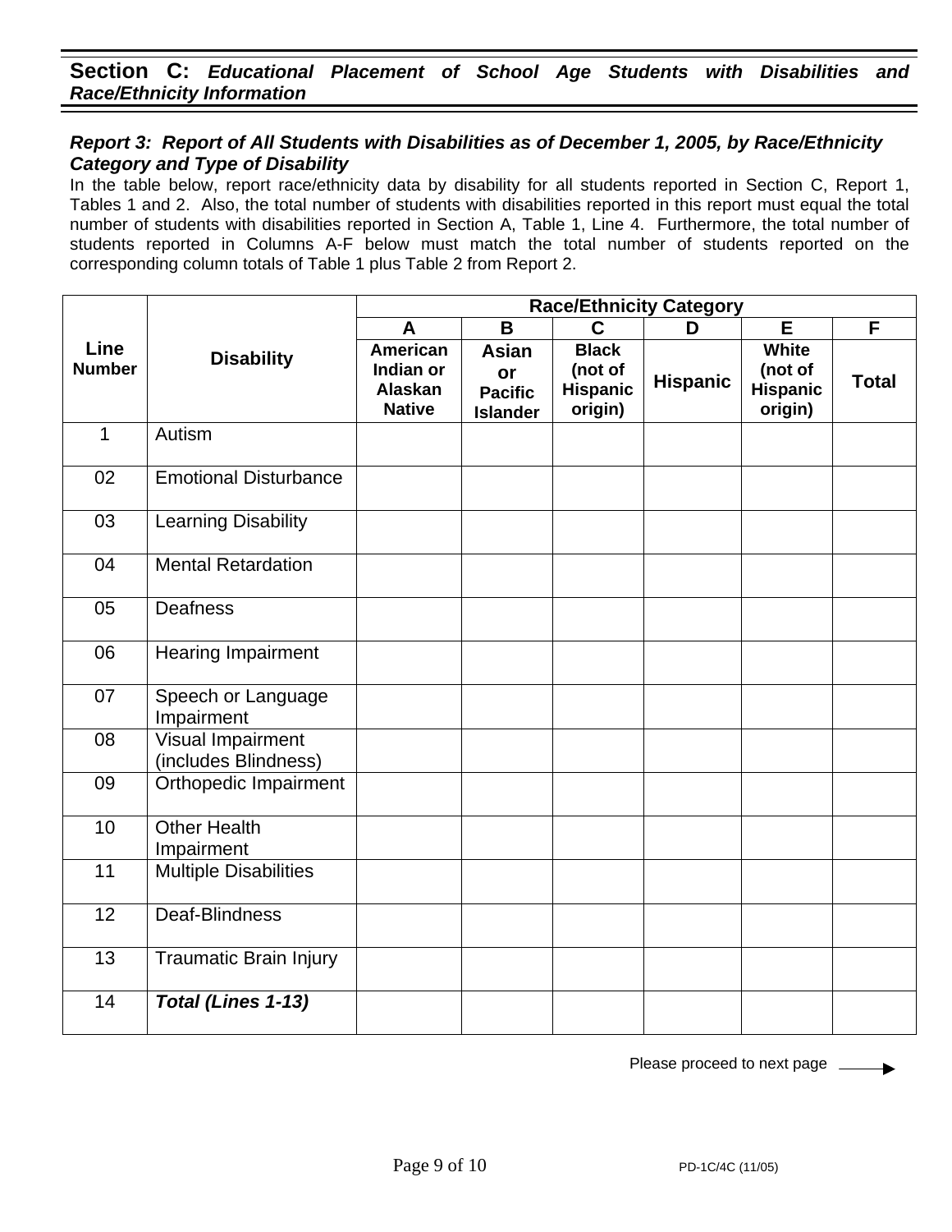## Section C: *Educational Placement of School Age Students with Disabilities and Race/Ethnicity Information*

### *Report 3: Report of All Students with Disabilities as of December 1, 2005, by Race/Ethnicity Category and Type of Disability*

In the table below, report race/ethnicity data by disability for all students reported in Section C, Report 1, Tables 1 and 2. Also, the total number of students with disabilities reported in this report must equal the total number of students with disabilities reported in Section A, Table 1, Line 4. Furthermore, the total number of students reported in Columns A-F below must match the total number of students reported on the corresponding column totals of Table 1 plus Table 2 from Report 2.

| Line Number | Disability | Race/Ethnicity Category | | | | | |
|---|---|---|---|---|---|---|---|
| | | A | B | C | D | E | F |
| | | American Indian or Alaskan Native | Asian or Pacific Islander | Black (not of Hispanic origin) | Hispanic | White (not of Hispanic origin) | Total |
| 1 | Autism | | | | | | |
| 02 | Emotional Disturbance | | | | | | |
| 03 | Learning Disability | | | | | | |
| 04 | Mental Retardation | | | | | | |
| 05 | Deafness | | | | | | |
| 06 | Hearing Impairment | | | | | | |
| 07 | Speech or Language Impairment | | | | | | |
| 08 | Visual Impairment (includes Blindness) | | | | | | |
| 09 | Orthopedic Impairment | | | | | | |
| 10 | Other Health Impairment | | | | | | |
| 11 | Multiple Disabilities | | | | | | |
| 12 | Deaf-Blindness | | | | | | |
| 13 | Traumatic Brain Injury | | | | | | |
| 14 | ***Total (Lines 1-13)*** | | | | | | |

Please proceed to next page →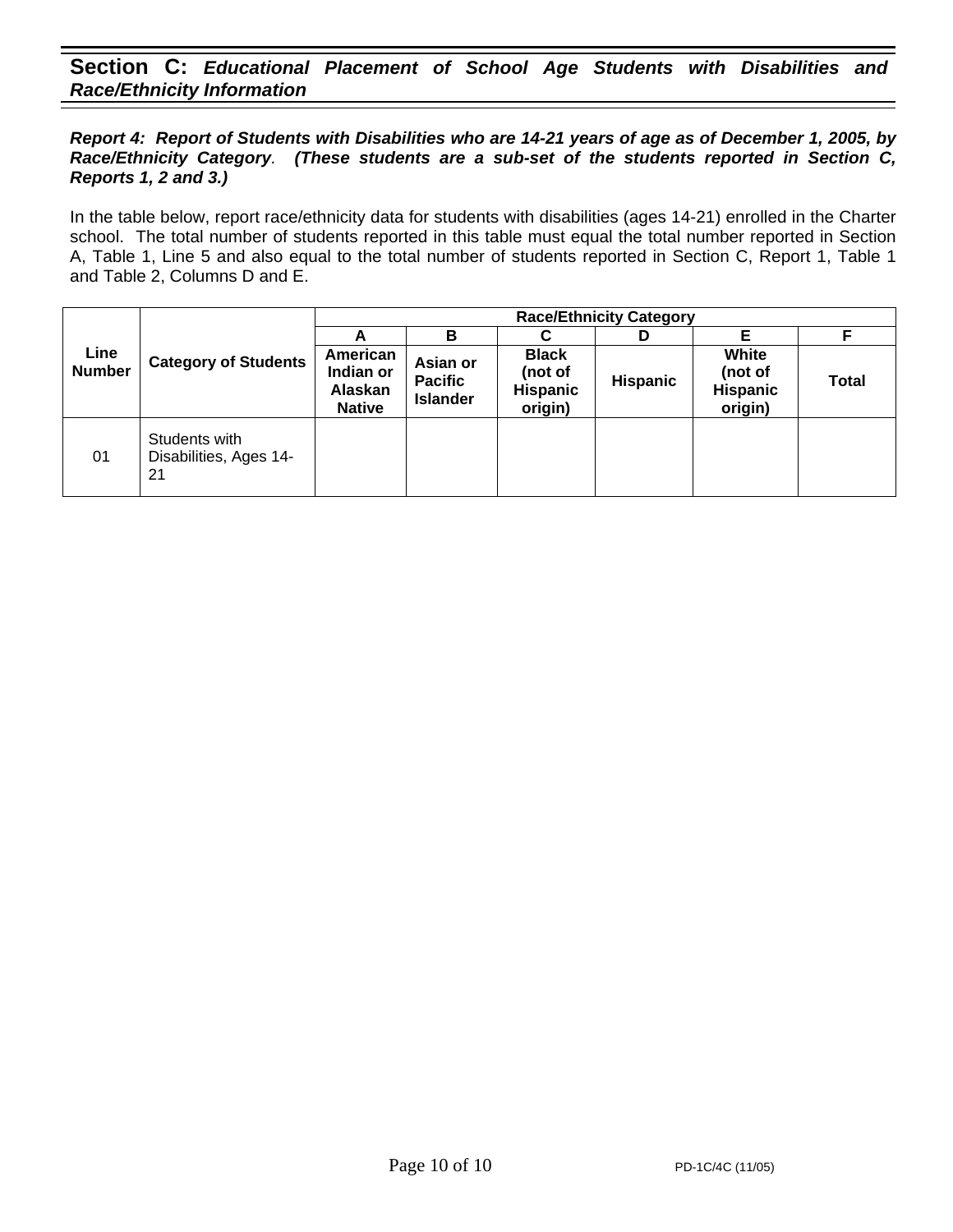## Section C: *Educational Placement of School Age Students with Disabilities and Race/Ethnicity Information*

***Report 4: Report of Students with Disabilities who are 14-21 years of age as of December 1, 2005, by Race/Ethnicity Category. (These students are a sub-set of the students reported in Section C, Reports 1, 2 and 3.)***

In the table below, report race/ethnicity data for students with disabilities (ages 14-21) enrolled in the Charter school. The total number of students reported in this table must equal the total number reported in Section A, Table 1, Line 5 and also equal to the total number of students reported in Section C, Report 1, Table 1 and Table 2, Columns D and E.

| Line Number | Category of Students | Race/Ethnicity Category | | | | | |
|---|---|---|---|---|---|---|---|
| | | A | B | C | D | E | F |
| | | American Indian or Alaskan Native | Asian or Pacific Islander | Black (not of Hispanic origin) | Hispanic | White (not of Hispanic origin) | Total |
| 01 | Students with Disabilities, Ages 14-21 | | | | | | |

PD-1C/4C (11/05)